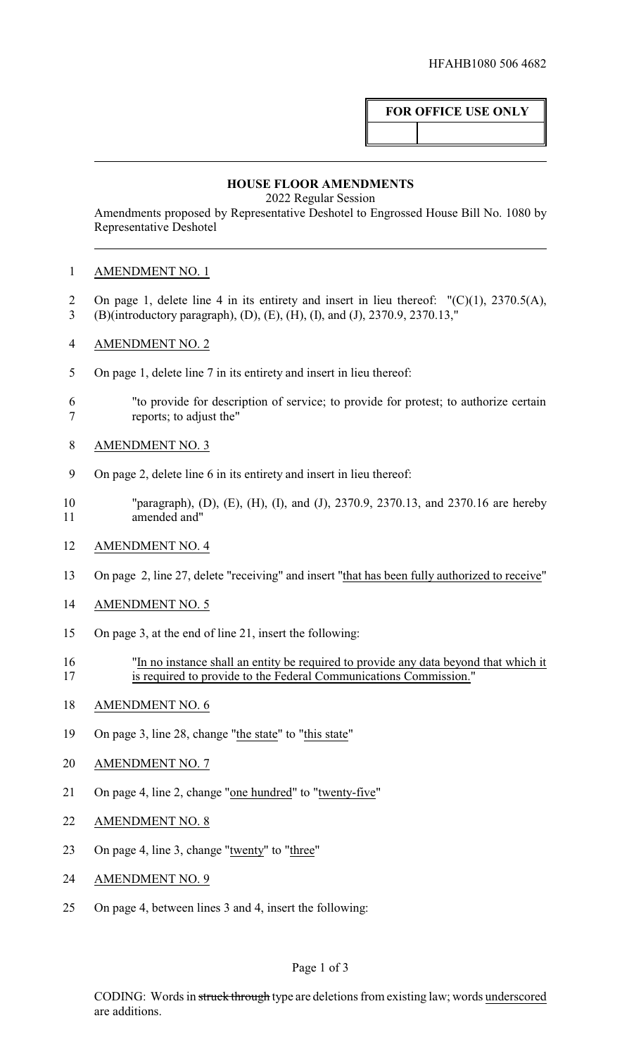HFAHB1080 506 4682

| FOR OFFICE USE ONLY | |
|---|---|
| | |

## HOUSE FLOOR AMENDMENTS

2022 Regular Session

Amendments proposed by Representative Deshotel to Engrossed House Bill No. 1080 by Representative Deshotel

1 AMENDMENT NO. 1

2 On page 1, delete line 4 in its entirety and insert in lieu thereof: "(C)(1), 2370.5(A),
3 (B)(introductory paragraph), (D), (E), (H), (I), and (J), 2370.9, 2370.13,"

4 AMENDMENT NO. 2

5 On page 1, delete line 7 in its entirety and insert in lieu thereof:

6 "to provide for description of service; to provide for protest; to authorize certain
7 reports; to adjust the"

8 AMENDMENT NO. 3

9 On page 2, delete line 6 in its entirety and insert in lieu thereof:

10 "paragraph), (D), (E), (H), (I), and (J), 2370.9, 2370.13, and 2370.16 are hereby
11 amended and"

12 AMENDMENT NO. 4

13 On page 2, line 27, delete "receiving" and insert "that has been fully authorized to receive"

14 AMENDMENT NO. 5

15 On page 3, at the end of line 21, insert the following:

16 "In no instance shall an entity be required to provide any data beyond that which it
17 is required to provide to the Federal Communications Commission."

18 AMENDMENT NO. 6

19 On page 3, line 28, change "the state" to "this state"

20 AMENDMENT NO. 7

21 On page 4, line 2, change "one hundred" to "twenty-five"

22 AMENDMENT NO. 8

23 On page 4, line 3, change "twenty" to "three"

24 AMENDMENT NO. 9

25 On page 4, between lines 3 and 4, insert the following:

CODING: Words in ~~struck through~~ type are deletions from existing law; words underscored are additions.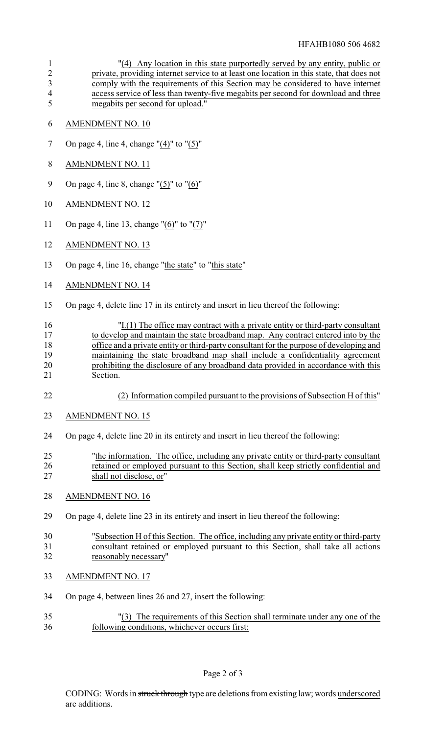"(4) Any location in this state purportedly served by any entity, public or private, providing internet service to at least one location in this state, that does not comply with the requirements of this Section may be considered to have internet access service of less than twenty-five megabits per second for download and three megabits per second for upload."

AMENDMENT NO. 10

On page 4, line 4, change "(4)" to "(5)"

AMENDMENT NO. 11

On page 4, line 8, change "(5)" to "(6)"

AMENDMENT NO. 12

On page 4, line 13, change "(6)" to "(7)"

AMENDMENT NO. 13

On page 4, line 16, change "the state" to "this state"

AMENDMENT NO. 14

On page 4, delete line 17 in its entirety and insert in lieu thereof the following:

"I.(1) The office may contract with a private entity or third-party consultant to develop and maintain the state broadband map. Any contract entered into by the office and a private entity or third-party consultant for the purpose of developing and maintaining the state broadband map shall include a confidentiality agreement prohibiting the disclosure of any broadband data provided in accordance with this Section.

(2) Information compiled pursuant to the provisions of Subsection H of this"

AMENDMENT NO. 15

On page 4, delete line 20 in its entirety and insert in lieu thereof the following:

"the information. The office, including any private entity or third-party consultant retained or employed pursuant to this Section, shall keep strictly confidential and shall not disclose, or"

AMENDMENT NO. 16

On page 4, delete line 23 in its entirety and insert in lieu thereof the following:

"Subsection H of this Section. The office, including any private entity or third-party consultant retained or employed pursuant to this Section, shall take all actions reasonably necessary"

AMENDMENT NO. 17

On page 4, between lines 26 and 27, insert the following:

"(3) The requirements of this Section shall terminate under any one of the following conditions, whichever occurs first: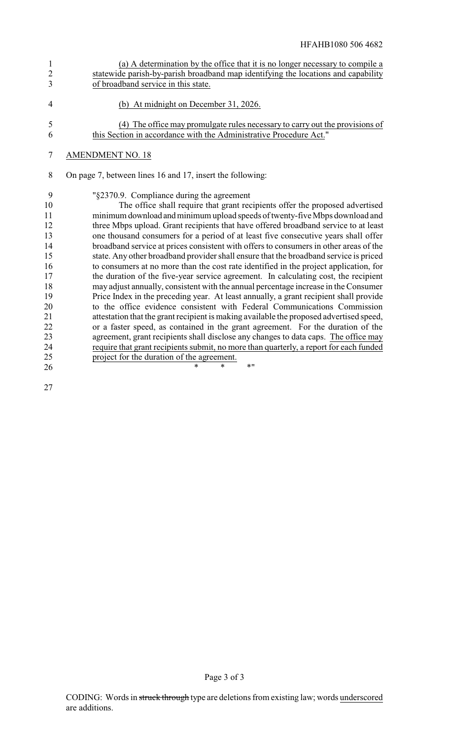(a) A determination by the office that it is no longer necessary to compile a statewide parish-by-parish broadband map identifying the locations and capability of broadband service in this state.

(b) At midnight on December 31, 2026.

(4) The office may promulgate rules necessary to carry out the provisions of this Section in accordance with the Administrative Procedure Act."

AMENDMENT NO. 18

On page 7, between lines 16 and 17, insert the following:

"§2370.9. Compliance during the agreement

The office shall require that grant recipients offer the proposed advertised minimum download and minimum upload speeds of twenty-five Mbps download and three Mbps upload. Grant recipients that have offered broadband service to at least one thousand consumers for a period of at least five consecutive years shall offer broadband service at prices consistent with offers to consumers in other areas of the state. Any other broadband provider shall ensure that the broadband service is priced to consumers at no more than the cost rate identified in the project application, for the duration of the five-year service agreement. In calculating cost, the recipient may adjust annually, consistent with the annual percentage increase in the Consumer Price Index in the preceding year. At least annually, a grant recipient shall provide to the office evidence consistent with Federal Communications Commission attestation that the grant recipient is making available the proposed advertised speed, or a faster speed, as contained in the grant agreement. For the duration of the agreement, grant recipients shall disclose any changes to data caps. The office may require that grant recipients submit, no more than quarterly, a report for each funded project for the duration of the agreement.

\* \* \*"

CODING: Words in ~~struck through~~ type are deletions from existing law; words underscored are additions.